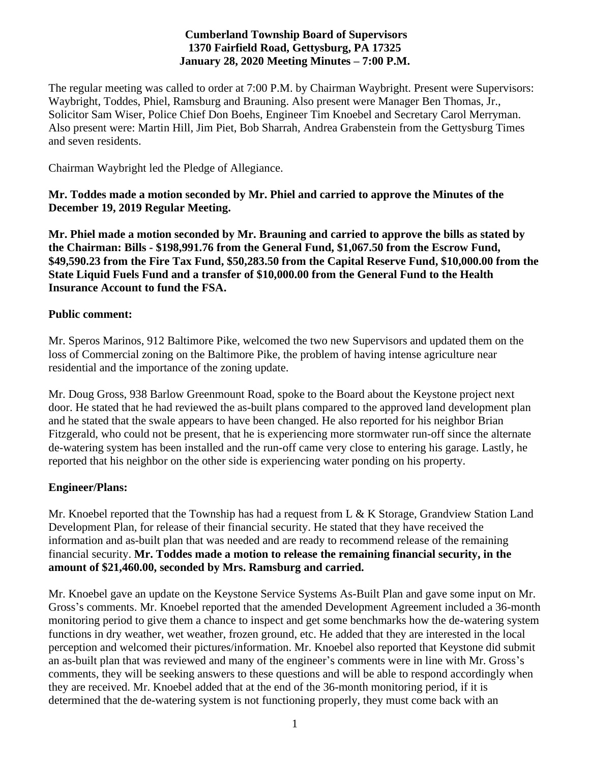**Cumberland Township Board of Supervisors**
**1370 Fairfield Road, Gettysburg, PA 17325**
**January 28, 2020 Meeting Minutes – 7:00 P.M.**

The regular meeting was called to order at 7:00 P.M. by Chairman Waybright. Present were Supervisors: Waybright, Toddes, Phiel, Ramsburg and Brauning. Also present were Manager Ben Thomas, Jr., Solicitor Sam Wiser, Police Chief Don Boehs, Engineer Tim Knoebel and Secretary Carol Merryman. Also present were: Martin Hill, Jim Piet, Bob Sharrah, Andrea Grabenstein from the Gettysburg Times and seven residents.

Chairman Waybright led the Pledge of Allegiance.

**Mr. Toddes made a motion seconded by Mr. Phiel and carried to approve the Minutes of the December 19, 2019 Regular Meeting.**

**Mr. Phiel made a motion seconded by Mr. Brauning and carried to approve the bills as stated by the Chairman: Bills - $198,991.76 from the General Fund, $1,067.50 from the Escrow Fund, $49,590.23 from the Fire Tax Fund, $50,283.50 from the Capital Reserve Fund, $10,000.00 from the State Liquid Fuels Fund and a transfer of $10,000.00 from the General Fund to the Health Insurance Account to fund the FSA.**

**Public comment:**

Mr. Speros Marinos, 912 Baltimore Pike, welcomed the two new Supervisors and updated them on the loss of Commercial zoning on the Baltimore Pike, the problem of having intense agriculture near residential and the importance of the zoning update.

Mr. Doug Gross, 938 Barlow Greenmount Road, spoke to the Board about the Keystone project next door. He stated that he had reviewed the as-built plans compared to the approved land development plan and he stated that the swale appears to have been changed. He also reported for his neighbor Brian Fitzgerald, who could not be present, that he is experiencing more stormwater run-off since the alternate de-watering system has been installed and the run-off came very close to entering his garage. Lastly, he reported that his neighbor on the other side is experiencing water ponding on his property.

**Engineer/Plans:**

Mr. Knoebel reported that the Township has had a request from L & K Storage, Grandview Station Land Development Plan, for release of their financial security. He stated that they have received the information and as-built plan that was needed and are ready to recommend release of the remaining financial security. **Mr. Toddes made a motion to release the remaining financial security, in the amount of $21,460.00, seconded by Mrs. Ramsburg and carried.**

Mr. Knoebel gave an update on the Keystone Service Systems As-Built Plan and gave some input on Mr. Gross's comments. Mr. Knoebel reported that the amended Development Agreement included a 36-month monitoring period to give them a chance to inspect and get some benchmarks how the de-watering system functions in dry weather, wet weather, frozen ground, etc. He added that they are interested in the local perception and welcomed their pictures/information. Mr. Knoebel also reported that Keystone did submit an as-built plan that was reviewed and many of the engineer's comments were in line with Mr. Gross's comments, they will be seeking answers to these questions and will be able to respond accordingly when they are received. Mr. Knoebel added that at the end of the 36-month monitoring period, if it is determined that the de-watering system is not functioning properly, they must come back with an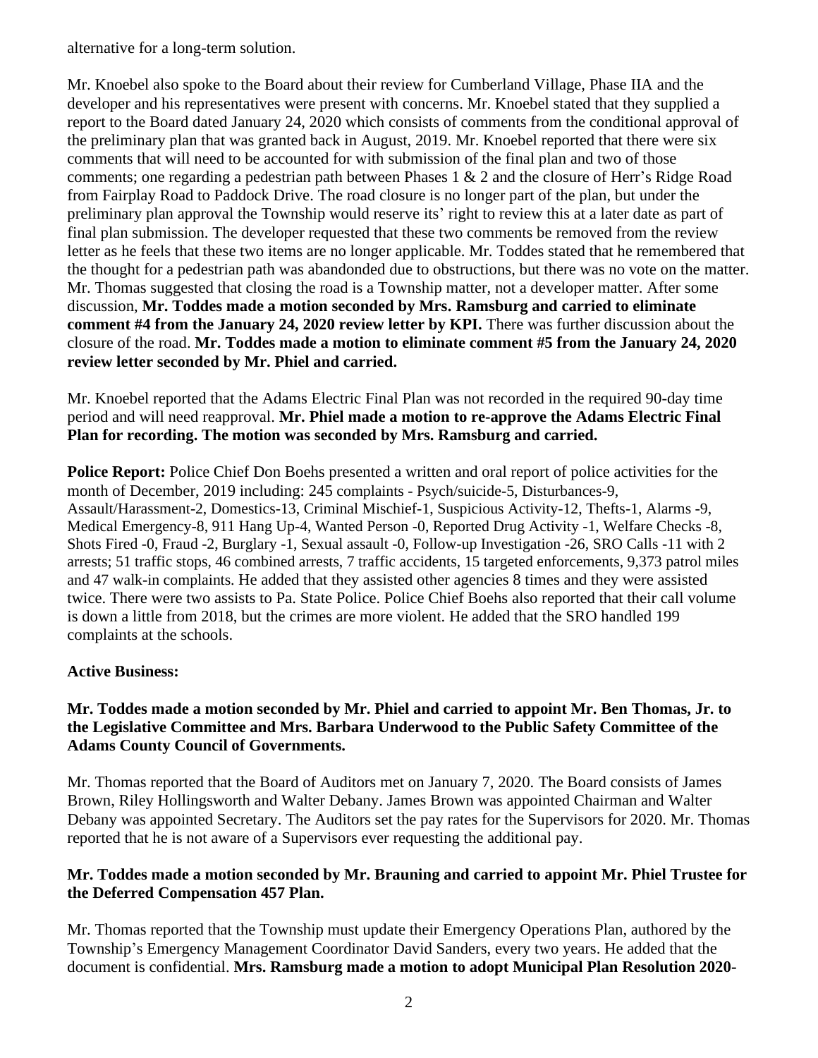alternative for a long-term solution.

Mr. Knoebel also spoke to the Board about their review for Cumberland Village, Phase IIA and the developer and his representatives were present with concerns. Mr. Knoebel stated that they supplied a report to the Board dated January 24, 2020 which consists of comments from the conditional approval of the preliminary plan that was granted back in August, 2019. Mr. Knoebel reported that there were six comments that will need to be accounted for with submission of the final plan and two of those comments; one regarding a pedestrian path between Phases 1 & 2 and the closure of Herr's Ridge Road from Fairplay Road to Paddock Drive. The road closure is no longer part of the plan, but under the preliminary plan approval the Township would reserve its' right to review this at a later date as part of final plan submission. The developer requested that these two comments be removed from the review letter as he feels that these two items are no longer applicable. Mr. Toddes stated that he remembered that the thought for a pedestrian path was abandonded due to obstructions, but there was no vote on the matter. Mr. Thomas suggested that closing the road is a Township matter, not a developer matter. After some discussion, **Mr. Toddes made a motion seconded by Mrs. Ramsburg and carried to eliminate comment #4 from the January 24, 2020 review letter by KPI.** There was further discussion about the closure of the road. **Mr. Toddes made a motion to eliminate comment #5 from the January 24, 2020 review letter seconded by Mr. Phiel and carried.**

Mr. Knoebel reported that the Adams Electric Final Plan was not recorded in the required 90-day time period and will need reapproval. **Mr. Phiel made a motion to re-approve the Adams Electric Final Plan for recording. The motion was seconded by Mrs. Ramsburg and carried.**

**Police Report:** Police Chief Don Boehs presented a written and oral report of police activities for the month of December, 2019 including: 245 complaints - Psych/suicide-5, Disturbances-9, Assault/Harassment-2, Domestics-13, Criminal Mischief-1, Suspicious Activity-12, Thefts-1, Alarms -9, Medical Emergency-8, 911 Hang Up-4, Wanted Person -0, Reported Drug Activity -1, Welfare Checks -8, Shots Fired -0, Fraud -2, Burglary -1, Sexual assault -0, Follow-up Investigation -26, SRO Calls -11 with 2 arrests; 51 traffic stops, 46 combined arrests, 7 traffic accidents, 15 targeted enforcements, 9,373 patrol miles and 47 walk-in complaints. He added that they assisted other agencies 8 times and they were assisted twice. There were two assists to Pa. State Police. Police Chief Boehs also reported that their call volume is down a little from 2018, but the crimes are more violent. He added that the SRO handled 199 complaints at the schools.

**Active Business:**

**Mr. Toddes made a motion seconded by Mr. Phiel and carried to appoint Mr. Ben Thomas, Jr. to the Legislative Committee and Mrs. Barbara Underwood to the Public Safety Committee of the Adams County Council of Governments.**

Mr. Thomas reported that the Board of Auditors met on January 7, 2020. The Board consists of James Brown, Riley Hollingsworth and Walter Debany. James Brown was appointed Chairman and Walter Debany was appointed Secretary. The Auditors set the pay rates for the Supervisors for 2020. Mr. Thomas reported that he is not aware of a Supervisors ever requesting the additional pay.

**Mr. Toddes made a motion seconded by Mr. Brauning and carried to appoint Mr. Phiel Trustee for the Deferred Compensation 457 Plan.**

Mr. Thomas reported that the Township must update their Emergency Operations Plan, authored by the Township's Emergency Management Coordinator David Sanders, every two years. He added that the document is confidential. **Mrs. Ramsburg made a motion to adopt Municipal Plan Resolution 2020-**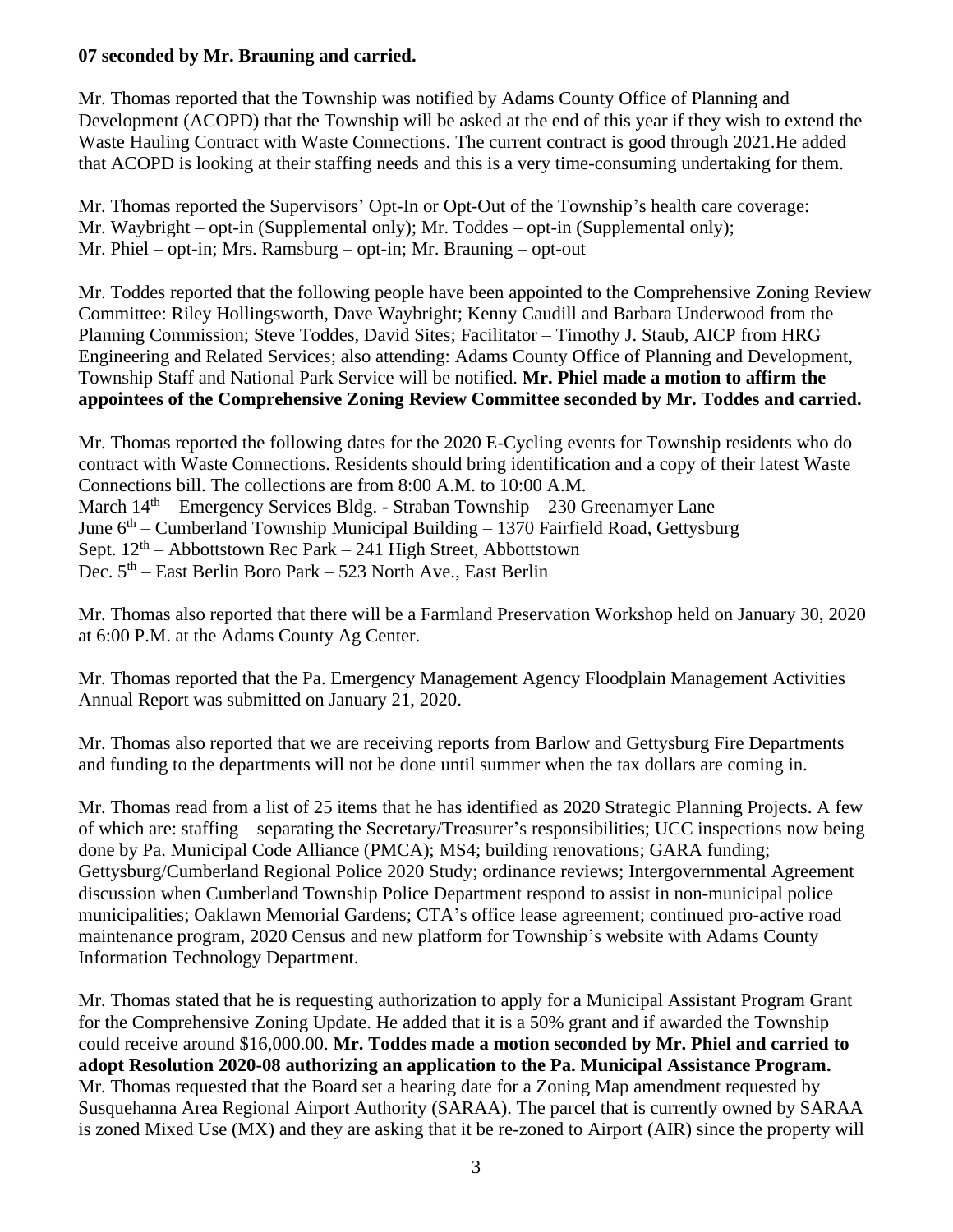**07 seconded by Mr. Brauning and carried.**

Mr. Thomas reported that the Township was notified by Adams County Office of Planning and Development (ACOPD) that the Township will be asked at the end of this year if they wish to extend the Waste Hauling Contract with Waste Connections. The current contract is good through 2021.He added that ACOPD is looking at their staffing needs and this is a very time-consuming undertaking for them.

Mr. Thomas reported the Supervisors' Opt-In or Opt-Out of the Township's health care coverage:
Mr. Waybright – opt-in (Supplemental only); Mr. Toddes – opt-in (Supplemental only);
Mr. Phiel – opt-in; Mrs. Ramsburg – opt-in; Mr. Brauning – opt-out

Mr. Toddes reported that the following people have been appointed to the Comprehensive Zoning Review Committee: Riley Hollingsworth, Dave Waybright; Kenny Caudill and Barbara Underwood from the Planning Commission; Steve Toddes, David Sites; Facilitator – Timothy J. Staub, AICP from HRG Engineering and Related Services; also attending: Adams County Office of Planning and Development, Township Staff and National Park Service will be notified. **Mr. Phiel made a motion to affirm the appointees of the Comprehensive Zoning Review Committee seconded by Mr. Toddes and carried.**

Mr. Thomas reported the following dates for the 2020 E-Cycling events for Township residents who do contract with Waste Connections. Residents should bring identification and a copy of their latest Waste Connections bill. The collections are from 8:00 A.M. to 10:00 A.M.
March 14th – Emergency Services Bldg. - Straban Township – 230 Greenamyer Lane
June 6th – Cumberland Township Municipal Building – 1370 Fairfield Road, Gettysburg
Sept. 12th – Abbottstown Rec Park – 241 High Street, Abbottstown
Dec. 5th – East Berlin Boro Park – 523 North Ave., East Berlin

Mr. Thomas also reported that there will be a Farmland Preservation Workshop held on January 30, 2020 at 6:00 P.M. at the Adams County Ag Center.

Mr. Thomas reported that the Pa. Emergency Management Agency Floodplain Management Activities Annual Report was submitted on January 21, 2020.

Mr. Thomas also reported that we are receiving reports from Barlow and Gettysburg Fire Departments and funding to the departments will not be done until summer when the tax dollars are coming in.

Mr. Thomas read from a list of 25 items that he has identified as 2020 Strategic Planning Projects. A few of which are: staffing – separating the Secretary/Treasurer's responsibilities; UCC inspections now being done by Pa. Municipal Code Alliance (PMCA); MS4; building renovations; GARA funding; Gettysburg/Cumberland Regional Police 2020 Study; ordinance reviews; Intergovernmental Agreement discussion when Cumberland Township Police Department respond to assist in non-municipal police municipalities; Oaklawn Memorial Gardens; CTA's office lease agreement; continued pro-active road maintenance program, 2020 Census and new platform for Township's website with Adams County Information Technology Department.

Mr. Thomas stated that he is requesting authorization to apply for a Municipal Assistant Program Grant for the Comprehensive Zoning Update. He added that it is a 50% grant and if awarded the Township could receive around $16,000.00. **Mr. Toddes made a motion seconded by Mr. Phiel and carried to adopt Resolution 2020-08 authorizing an application to the Pa. Municipal Assistance Program.**
Mr. Thomas requested that the Board set a hearing date for a Zoning Map amendment requested by Susquehanna Area Regional Airport Authority (SARAA). The parcel that is currently owned by SARAA is zoned Mixed Use (MX) and they are asking that it be re-zoned to Airport (AIR) since the property will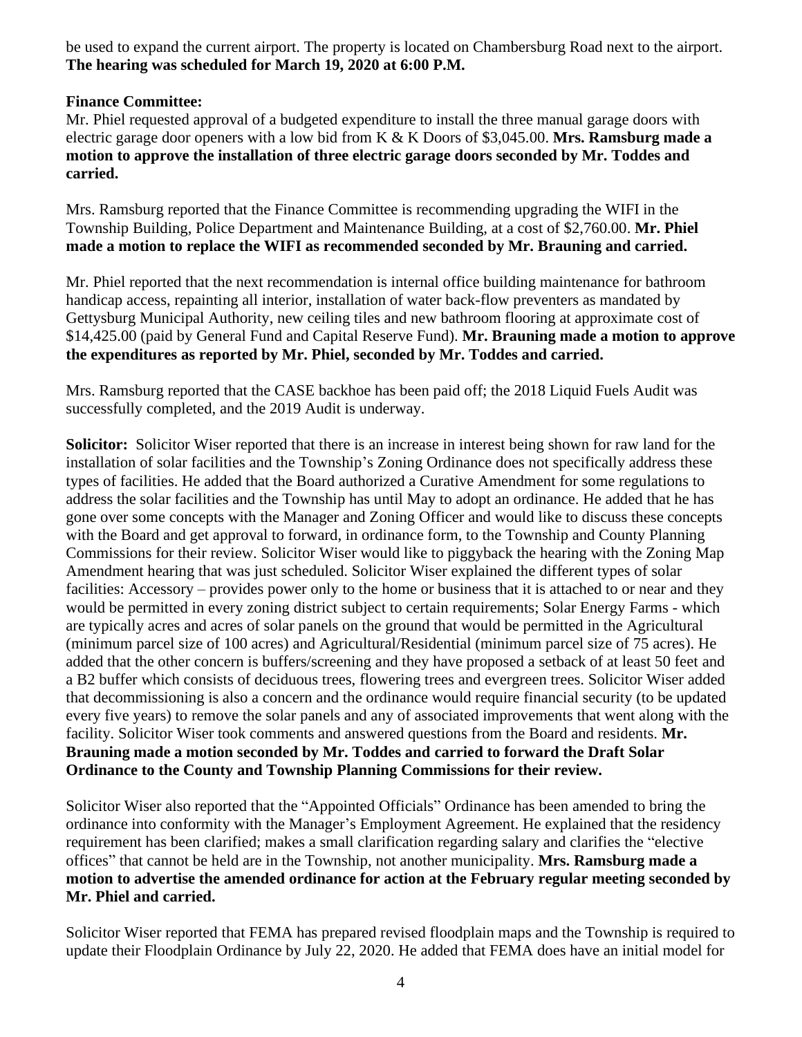be used to expand the current airport. The property is located on Chambersburg Road next to the airport. **The hearing was scheduled for March 19, 2020 at 6:00 P.M.**

**Finance Committee:**
Mr. Phiel requested approval of a budgeted expenditure to install the three manual garage doors with electric garage door openers with a low bid from K & K Doors of $3,045.00. **Mrs. Ramsburg made a motion to approve the installation of three electric garage doors seconded by Mr. Toddes and carried.**

Mrs. Ramsburg reported that the Finance Committee is recommending upgrading the WIFI in the Township Building, Police Department and Maintenance Building, at a cost of $2,760.00. **Mr. Phiel made a motion to replace the WIFI as recommended seconded by Mr. Brauning and carried.**

Mr. Phiel reported that the next recommendation is internal office building maintenance for bathroom handicap access, repainting all interior, installation of water back-flow preventers as mandated by Gettysburg Municipal Authority, new ceiling tiles and new bathroom flooring at approximate cost of $14,425.00 (paid by General Fund and Capital Reserve Fund). **Mr. Brauning made a motion to approve the expenditures as reported by Mr. Phiel, seconded by Mr. Toddes and carried.**

Mrs. Ramsburg reported that the CASE backhoe has been paid off; the 2018 Liquid Fuels Audit was successfully completed, and the 2019 Audit is underway.

**Solicitor:** Solicitor Wiser reported that there is an increase in interest being shown for raw land for the installation of solar facilities and the Township's Zoning Ordinance does not specifically address these types of facilities. He added that the Board authorized a Curative Amendment for some regulations to address the solar facilities and the Township has until May to adopt an ordinance. He added that he has gone over some concepts with the Manager and Zoning Officer and would like to discuss these concepts with the Board and get approval to forward, in ordinance form, to the Township and County Planning Commissions for their review. Solicitor Wiser would like to piggyback the hearing with the Zoning Map Amendment hearing that was just scheduled. Solicitor Wiser explained the different types of solar facilities: Accessory – provides power only to the home or business that it is attached to or near and they would be permitted in every zoning district subject to certain requirements; Solar Energy Farms - which are typically acres and acres of solar panels on the ground that would be permitted in the Agricultural (minimum parcel size of 100 acres) and Agricultural/Residential (minimum parcel size of 75 acres). He added that the other concern is buffers/screening and they have proposed a setback of at least 50 feet and a B2 buffer which consists of deciduous trees, flowering trees and evergreen trees. Solicitor Wiser added that decommissioning is also a concern and the ordinance would require financial security (to be updated every five years) to remove the solar panels and any of associated improvements that went along with the facility. Solicitor Wiser took comments and answered questions from the Board and residents. **Mr. Brauning made a motion seconded by Mr. Toddes and carried to forward the Draft Solar Ordinance to the County and Township Planning Commissions for their review.**

Solicitor Wiser also reported that the "Appointed Officials" Ordinance has been amended to bring the ordinance into conformity with the Manager's Employment Agreement. He explained that the residency requirement has been clarified; makes a small clarification regarding salary and clarifies the "elective offices" that cannot be held are in the Township, not another municipality. **Mrs. Ramsburg made a motion to advertise the amended ordinance for action at the February regular meeting seconded by Mr. Phiel and carried.**

Solicitor Wiser reported that FEMA has prepared revised floodplain maps and the Township is required to update their Floodplain Ordinance by July 22, 2020. He added that FEMA does have an initial model for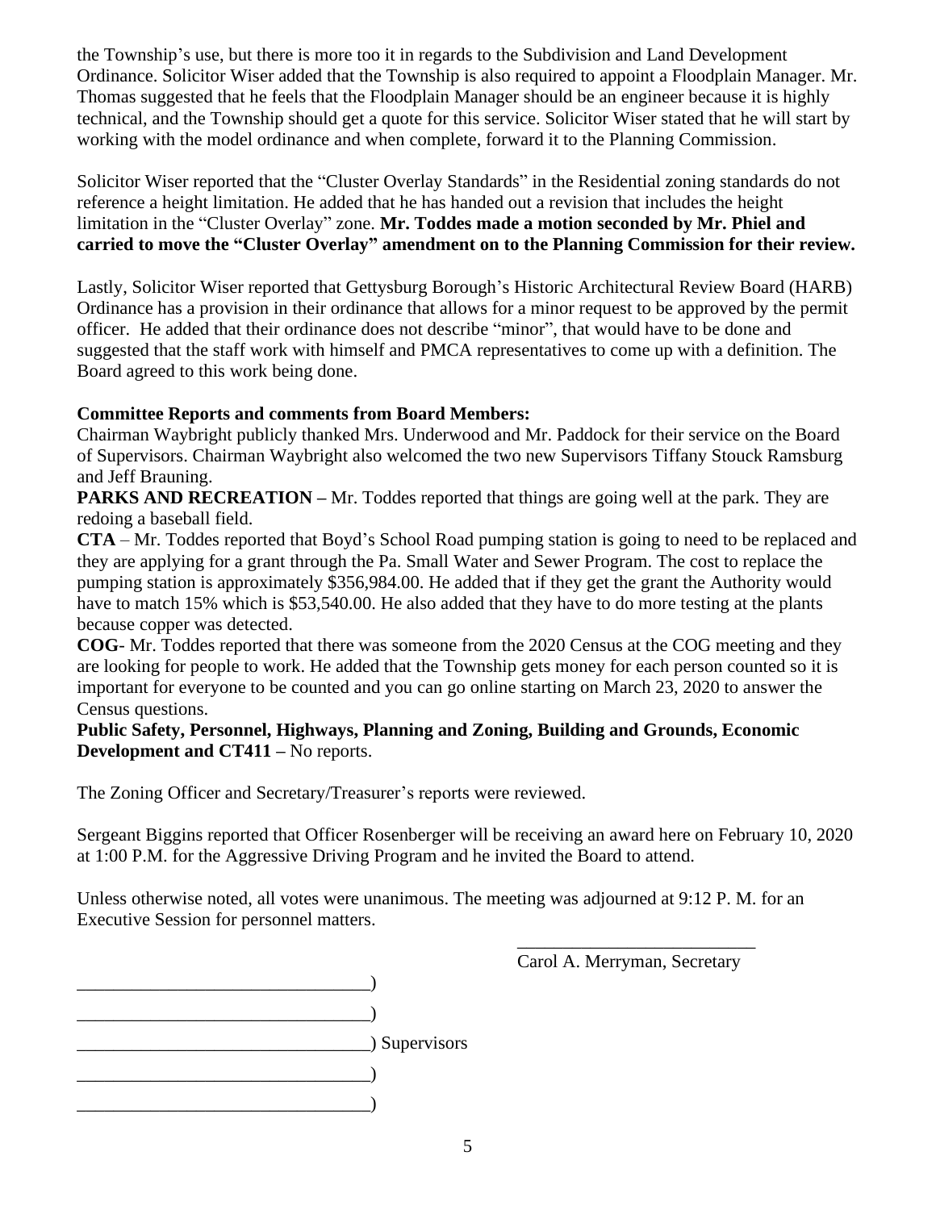the Township's use, but there is more too it in regards to the Subdivision and Land Development Ordinance. Solicitor Wiser added that the Township is also required to appoint a Floodplain Manager. Mr. Thomas suggested that he feels that the Floodplain Manager should be an engineer because it is highly technical, and the Township should get a quote for this service. Solicitor Wiser stated that he will start by working with the model ordinance and when complete, forward it to the Planning Commission.

Solicitor Wiser reported that the "Cluster Overlay Standards" in the Residential zoning standards do not reference a height limitation. He added that he has handed out a revision that includes the height limitation in the "Cluster Overlay" zone. **Mr. Toddes made a motion seconded by Mr. Phiel and carried to move the "Cluster Overlay" amendment on to the Planning Commission for their review.**

Lastly, Solicitor Wiser reported that Gettysburg Borough's Historic Architectural Review Board (HARB) Ordinance has a provision in their ordinance that allows for a minor request to be approved by the permit officer. He added that their ordinance does not describe "minor", that would have to be done and suggested that the staff work with himself and PMCA representatives to come up with a definition. The Board agreed to this work being done.

**Committee Reports and comments from Board Members:**

Chairman Waybright publicly thanked Mrs. Underwood and Mr. Paddock for their service on the Board of Supervisors. Chairman Waybright also welcomed the two new Supervisors Tiffany Stouck Ramsburg and Jeff Brauning.

**PARKS AND RECREATION –** Mr. Toddes reported that things are going well at the park. They are redoing a baseball field.

**CTA** – Mr. Toddes reported that Boyd's School Road pumping station is going to need to be replaced and they are applying for a grant through the Pa. Small Water and Sewer Program. The cost to replace the pumping station is approximately $356,984.00. He added that if they get the grant the Authority would have to match 15% which is $53,540.00. He also added that they have to do more testing at the plants because copper was detected.

**COG**- Mr. Toddes reported that there was someone from the 2020 Census at the COG meeting and they are looking for people to work. He added that the Township gets money for each person counted so it is important for everyone to be counted and you can go online starting on March 23, 2020 to answer the Census questions.

**Public Safety, Personnel, Highways, Planning and Zoning, Building and Grounds, Economic Development and CT411 –** No reports.

The Zoning Officer and Secretary/Treasurer's reports were reviewed.

Sergeant Biggins reported that Officer Rosenberger will be receiving an award here on February 10, 2020 at 1:00 P.M. for the Aggressive Driving Program and he invited the Board to attend.

Unless otherwise noted, all votes were unanimous. The meeting was adjourned at 9:12 P. M. for an Executive Session for personnel matters.

\_\_\_\_\_\_\_\_\_\_\_\_\_\_\_\_\_\_\_\_\_\_\_\_\_\_
Carol A. Merryman, Secretary

\_\_\_\_\_\_\_\_\_\_\_\_\_\_\_\_\_\_\_\_\_\_\_\_\_\_\_\_\_\_\_\_)
\_\_\_\_\_\_\_\_\_\_\_\_\_\_\_\_\_\_\_\_\_\_\_\_\_\_\_\_\_\_\_\_)
\_\_\_\_\_\_\_\_\_\_\_\_\_\_\_\_\_\_\_\_\_\_\_\_\_\_\_\_\_\_\_\_) Supervisors
\_\_\_\_\_\_\_\_\_\_\_\_\_\_\_\_\_\_\_\_\_\_\_\_\_\_\_\_\_\_\_\_)
\_\_\_\_\_\_\_\_\_\_\_\_\_\_\_\_\_\_\_\_\_\_\_\_\_\_\_\_\_\_\_\_)